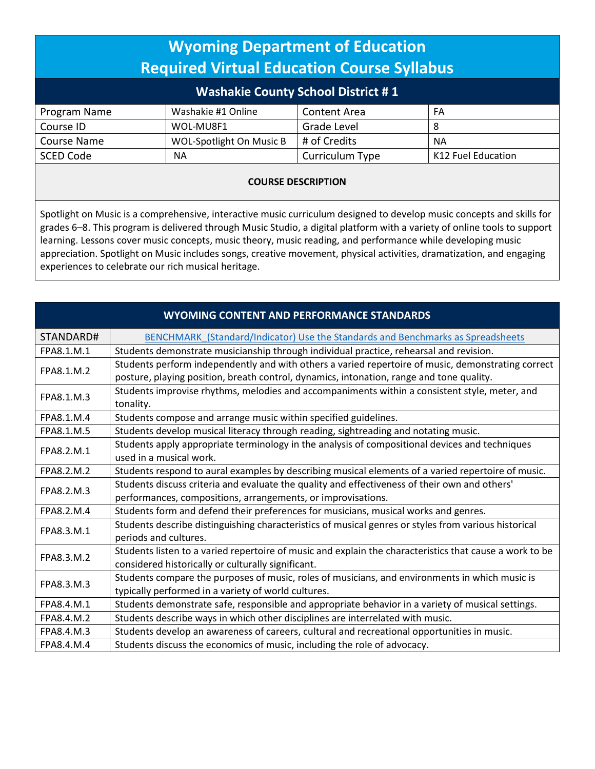# Wyoming Department of Education
# Required Virtual Education Course Syllabus

## Washakie County School District # 1

| | | | |
|---|---|---|---|
| Program Name | Washakie #1 Online | Content Area | FA |
| Course ID | WOL-MU8F1 | Grade Level | 8 |
| Course Name | WOL-Spotlight On Music B | # of Credits | NA |
| SCED Code | NA | Curriculum Type | K12 Fuel Education |

**COURSE DESCRIPTION**

Spotlight on Music is a comprehensive, interactive music curriculum designed to develop music concepts and skills for grades 6–8. This program is delivered through Music Studio, a digital platform with a variety of online tools to support learning. Lessons cover music concepts, music theory, music reading, and performance while developing music appreciation. Spotlight on Music includes songs, creative movement, physical activities, dramatization, and engaging experiences to celebrate our rich musical heritage.

## WYOMING CONTENT AND PERFORMANCE STANDARDS

| STANDARD# | BENCHMARK_(Standard/Indicator) Use the Standards and Benchmarks as Spreadsheets |
|---|---|
| FPA8.1.M.1 | Students demonstrate musicianship through individual practice, rehearsal and revision. |
| FPA8.1.M.2 | Students perform independently and with others a varied repertoire of music, demonstrating correct posture, playing position, breath control, dynamics, intonation, range and tone quality. |
| FPA8.1.M.3 | Students improvise rhythms, melodies and accompaniments within a consistent style, meter, and tonality. |
| FPA8.1.M.4 | Students compose and arrange music within specified guidelines. |
| FPA8.1.M.5 | Students develop musical literacy through reading, sightreading and notating music. |
| FPA8.2.M.1 | Students apply appropriate terminology in the analysis of compositional devices and techniques used in a musical work. |
| FPA8.2.M.2 | Students respond to aural examples by describing musical elements of a varied repertoire of music. |
| FPA8.2.M.3 | Students discuss criteria and evaluate the quality and effectiveness of their own and others' performances, compositions, arrangements, or improvisations. |
| FPA8.2.M.4 | Students form and defend their preferences for musicians, musical works and genres. |
| FPA8.3.M.1 | Students describe distinguishing characteristics of musical genres or styles from various historical periods and cultures. |
| FPA8.3.M.2 | Students listen to a varied repertoire of music and explain the characteristics that cause a work to be considered historically or culturally significant. |
| FPA8.3.M.3 | Students compare the purposes of music, roles of musicians, and environments in which music is typically performed in a variety of world cultures. |
| FPA8.4.M.1 | Students demonstrate safe, responsible and appropriate behavior in a variety of musical settings. |
| FPA8.4.M.2 | Students describe ways in which other disciplines are interrelated with music. |
| FPA8.4.M.3 | Students develop an awareness of careers, cultural and recreational opportunities in music. |
| FPA8.4.M.4 | Students discuss the economics of music, including the role of advocacy. |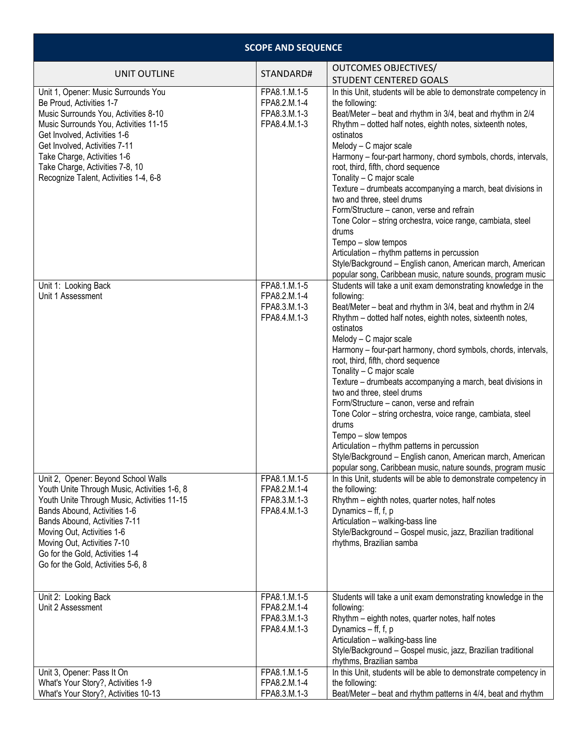| SCOPE AND SEQUENCE | | |
|---|---|---|
| UNIT OUTLINE | STANDARD# | OUTCOMES OBJECTIVES/ STUDENT CENTERED GOALS |
| Unit 1, Opener: Music Surrounds You<br>Be Proud, Activities 1-7<br>Music Surrounds You, Activities 8-10<br>Music Surrounds You, Activities 11-15<br>Get Involved, Activities 1-6<br>Get Involved, Activities 7-11<br>Take Charge, Activities 1-6<br>Take Charge, Activities 7-8, 10<br>Recognize Talent, Activities 1-4, 6-8 | FPA8.1.M.1-5<br>FPA8.2.M.1-4<br>FPA8.3.M.1-3<br>FPA8.4.M.1-3 | In this Unit, students will be able to demonstrate competency in the following:<br>Beat/Meter – beat and rhythm in 3/4, beat and rhythm in 2/4<br>Rhythm – dotted half notes, eighth notes, sixteenth notes, ostinatos<br>Melody – C major scale<br>Harmony – four-part harmony, chord symbols, chords, intervals, root, third, fifth, chord sequence<br>Tonality – C major scale<br>Texture – drumbeats accompanying a march, beat divisions in two and three, steel drums<br>Form/Structure – canon, verse and refrain<br>Tone Color – string orchestra, voice range, cambiata, steel drums<br>Tempo – slow tempos<br>Articulation – rhythm patterns in percussion<br>Style/Background – English canon, American march, American popular song, Caribbean music, nature sounds, program music |
| Unit 1: Looking Back<br>Unit 1 Assessment | FPA8.1.M.1-5<br>FPA8.2.M.1-4<br>FPA8.3.M.1-3<br>FPA8.4.M.1-3 | Students will take a unit exam demonstrating knowledge in the following:<br>Beat/Meter – beat and rhythm in 3/4, beat and rhythm in 2/4<br>Rhythm – dotted half notes, eighth notes, sixteenth notes, ostinatos<br>Melody – C major scale<br>Harmony – four-part harmony, chord symbols, chords, intervals, root, third, fifth, chord sequence<br>Tonality – C major scale<br>Texture – drumbeats accompanying a march, beat divisions in two and three, steel drums<br>Form/Structure – canon, verse and refrain<br>Tone Color – string orchestra, voice range, cambiata, steel drums<br>Tempo – slow tempos<br>Articulation – rhythm patterns in percussion<br>Style/Background – English canon, American march, American popular song, Caribbean music, nature sounds, program music |
| Unit 2, Opener: Beyond School Walls<br>Youth Unite Through Music, Activities 1-6, 8<br>Youth Unite Through Music, Activities 11-15<br>Bands Abound, Activities 1-6<br>Bands Abound, Activities 7-11<br>Moving Out, Activities 1-6<br>Moving Out, Activities 7-10<br>Go for the Gold, Activities 1-4<br>Go for the Gold, Activities 5-6, 8 | FPA8.1.M.1-5<br>FPA8.2.M.1-4<br>FPA8.3.M.1-3<br>FPA8.4.M.1-3 | In this Unit, students will be able to demonstrate competency in the following:<br>Rhythm – eighth notes, quarter notes, half notes<br>Dynamics – ff, f, p<br>Articulation – walking-bass line<br>Style/Background – Gospel music, jazz, Brazilian traditional rhythms, Brazilian samba |
| Unit 2: Looking Back<br>Unit 2 Assessment | FPA8.1.M.1-5<br>FPA8.2.M.1-4<br>FPA8.3.M.1-3<br>FPA8.4.M.1-3 | Students will take a unit exam demonstrating knowledge in the following:<br>Rhythm – eighth notes, quarter notes, half notes<br>Dynamics – ff, f, p<br>Articulation – walking-bass line<br>Style/Background – Gospel music, jazz, Brazilian traditional rhythms, Brazilian samba |
| Unit 3, Opener: Pass It On<br>What's Your Story?, Activities 1-9<br>What's Your Story?, Activities 10-13 | FPA8.1.M.1-5<br>FPA8.2.M.1-4<br>FPA8.3.M.1-3 | In this Unit, students will be able to demonstrate competency in the following:<br>Beat/Meter – beat and rhythm patterns in 4/4, beat and rhythm |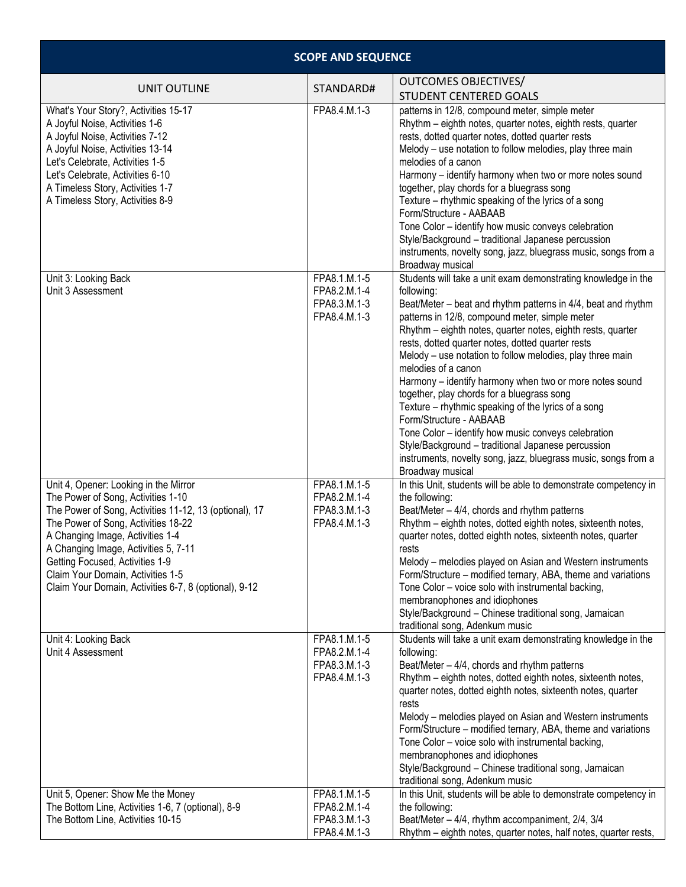| SCOPE AND SEQUENCE | | |
|---|---|---|
| UNIT OUTLINE | STANDARD# | OUTCOMES OBJECTIVES/ STUDENT CENTERED GOALS |
| What's Your Story?, Activities 15-17<br>A Joyful Noise, Activities 1-6<br>A Joyful Noise, Activities 7-12<br>A Joyful Noise, Activities 13-14<br>Let's Celebrate, Activities 1-5<br>Let's Celebrate, Activities 6-10<br>A Timeless Story, Activities 1-7<br>A Timeless Story, Activities 8-9 | FPA8.4.M.1-3 | patterns in 12/8, compound meter, simple meter<br>Rhythm – eighth notes, quarter notes, eighth rests, quarter rests, dotted quarter notes, dotted quarter rests<br>Melody – use notation to follow melodies, play three main melodies of a canon<br>Harmony – identify harmony when two or more notes sound together, play chords for a bluegrass song<br>Texture – rhythmic speaking of the lyrics of a song<br>Form/Structure - AABAAB<br>Tone Color – identify how music conveys celebration<br>Style/Background – traditional Japanese percussion instruments, novelty song, jazz, bluegrass music, songs from a Broadway musical |
| Unit 3: Looking Back<br>Unit 3 Assessment | FPA8.1.M.1-5<br>FPA8.2.M.1-4<br>FPA8.3.M.1-3<br>FPA8.4.M.1-3 | Students will take a unit exam demonstrating knowledge in the following:<br>Beat/Meter – beat and rhythm patterns in 4/4, beat and rhythm patterns in 12/8, compound meter, simple meter<br>Rhythm – eighth notes, quarter notes, eighth rests, quarter rests, dotted quarter notes, dotted quarter rests<br>Melody – use notation to follow melodies, play three main melodies of a canon<br>Harmony – identify harmony when two or more notes sound together, play chords for a bluegrass song<br>Texture – rhythmic speaking of the lyrics of a song<br>Form/Structure - AABAAB<br>Tone Color – identify how music conveys celebration<br>Style/Background – traditional Japanese percussion instruments, novelty song, jazz, bluegrass music, songs from a Broadway musical |
| Unit 4, Opener: Looking in the Mirror<br>The Power of Song, Activities 1-10<br>The Power of Song, Activities 11-12, 13 (optional), 17<br>The Power of Song, Activities 18-22<br>A Changing Image, Activities 1-4<br>A Changing Image, Activities 5, 7-11<br>Getting Focused, Activities 1-9<br>Claim Your Domain, Activities 1-5<br>Claim Your Domain, Activities 6-7, 8 (optional), 9-12 | FPA8.1.M.1-5<br>FPA8.2.M.1-4<br>FPA8.3.M.1-3<br>FPA8.4.M.1-3 | In this Unit, students will be able to demonstrate competency in the following:<br>Beat/Meter – 4/4, chords and rhythm patterns<br>Rhythm – eighth notes, dotted eighth notes, sixteenth notes, quarter notes, dotted eighth notes, sixteenth notes, quarter rests<br>Melody – melodies played on Asian and Western instruments<br>Form/Structure – modified ternary, ABA, theme and variations<br>Tone Color – voice solo with instrumental backing, membranophones and idiophones<br>Style/Background – Chinese traditional song, Jamaican traditional song, Adenkum music |
| Unit 4: Looking Back<br>Unit 4 Assessment | FPA8.1.M.1-5<br>FPA8.2.M.1-4<br>FPA8.3.M.1-3<br>FPA8.4.M.1-3 | Students will take a unit exam demonstrating knowledge in the following:<br>Beat/Meter – 4/4, chords and rhythm patterns<br>Rhythm – eighth notes, dotted eighth notes, sixteenth notes, quarter notes, dotted eighth notes, sixteenth notes, quarter rests<br>Melody – melodies played on Asian and Western instruments<br>Form/Structure – modified ternary, ABA, theme and variations<br>Tone Color – voice solo with instrumental backing, membranophones and idiophones<br>Style/Background – Chinese traditional song, Jamaican traditional song, Adenkum music |
| Unit 5, Opener: Show Me the Money<br>The Bottom Line, Activities 1-6, 7 (optional), 8-9<br>The Bottom Line, Activities 10-15 | FPA8.1.M.1-5<br>FPA8.2.M.1-4<br>FPA8.3.M.1-3<br>FPA8.4.M.1-3 | In this Unit, students will be able to demonstrate competency in the following:<br>Beat/Meter – 4/4, rhythm accompaniment, 2/4, 3/4<br>Rhythm – eighth notes, quarter notes, half notes, quarter rests, |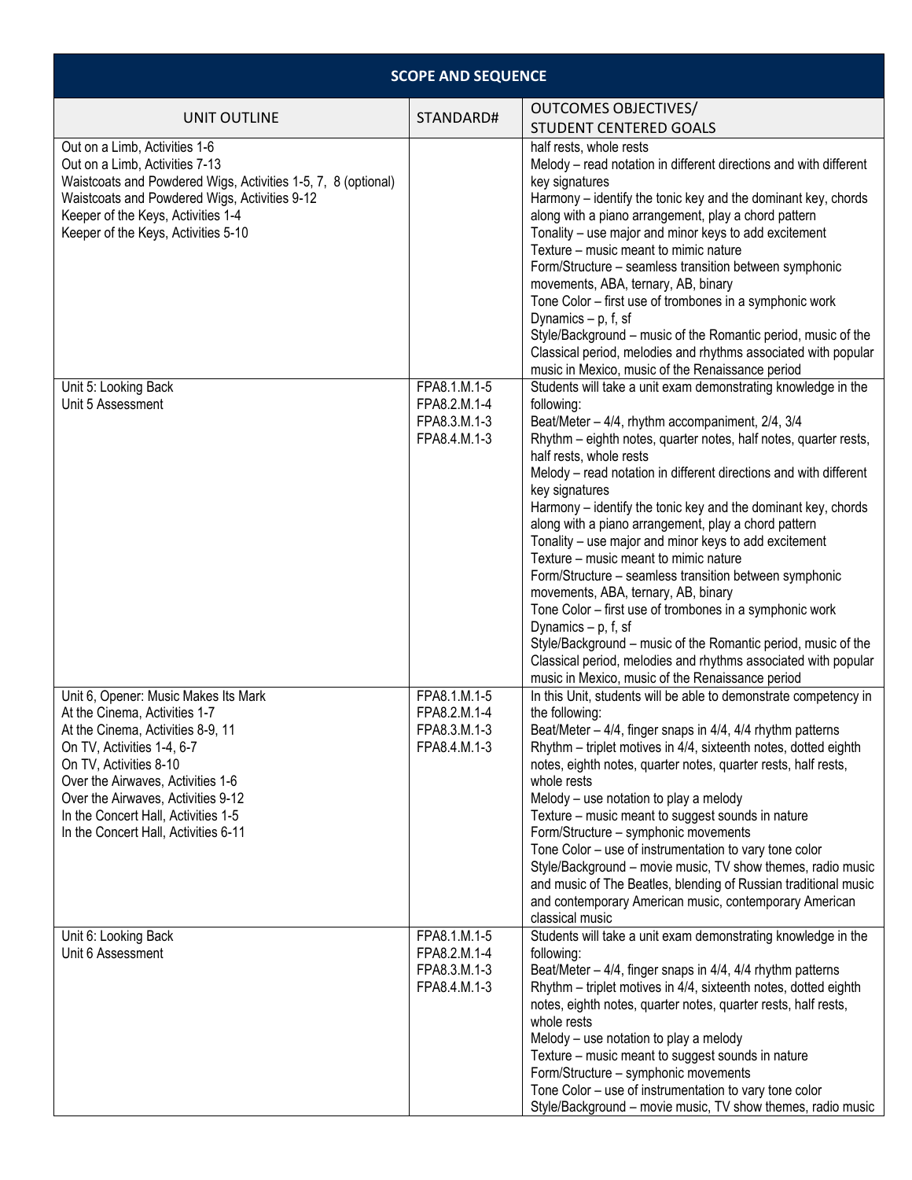| SCOPE AND SEQUENCE | | |
|---|---|---|
| UNIT OUTLINE | STANDARD# | OUTCOMES OBJECTIVES/ STUDENT CENTERED GOALS |
| Out on a Limb, Activities 1-6<br>Out on a Limb, Activities 7-13<br>Waistcoats and Powdered Wigs, Activities 1-5, 7, 8 (optional)<br>Waistcoats and Powdered Wigs, Activities 9-12<br>Keeper of the Keys, Activities 1-4<br>Keeper of the Keys, Activities 5-10 | | half rests, whole rests<br>Melody – read notation in different directions and with different key signatures<br>Harmony – identify the tonic key and the dominant key, chords along with a piano arrangement, play a chord pattern<br>Tonality – use major and minor keys to add excitement<br>Texture – music meant to mimic nature<br>Form/Structure – seamless transition between symphonic movements, ABA, ternary, AB, binary<br>Tone Color – first use of trombones in a symphonic work<br>Dynamics – p, f, sf<br>Style/Background – music of the Romantic period, music of the Classical period, melodies and rhythms associated with popular music in Mexico, music of the Renaissance period |
| Unit 5: Looking Back<br>Unit 5 Assessment | FPA8.1.M.1-5<br>FPA8.2.M.1-4<br>FPA8.3.M.1-3<br>FPA8.4.M.1-3 | Students will take a unit exam demonstrating knowledge in the following:<br>Beat/Meter – 4/4, rhythm accompaniment, 2/4, 3/4<br>Rhythm – eighth notes, quarter notes, half notes, quarter rests, half rests, whole rests<br>Melody – read notation in different directions and with different key signatures<br>Harmony – identify the tonic key and the dominant key, chords along with a piano arrangement, play a chord pattern<br>Tonality – use major and minor keys to add excitement<br>Texture – music meant to mimic nature<br>Form/Structure – seamless transition between symphonic movements, ABA, ternary, AB, binary<br>Tone Color – first use of trombones in a symphonic work<br>Dynamics – p, f, sf<br>Style/Background – music of the Romantic period, music of the Classical period, melodies and rhythms associated with popular music in Mexico, music of the Renaissance period |
| Unit 6, Opener: Music Makes Its Mark<br>At the Cinema, Activities 1-7<br>At the Cinema, Activities 8-9, 11<br>On TV, Activities 1-4, 6-7<br>On TV, Activities 8-10<br>Over the Airwaves, Activities 1-6<br>Over the Airwaves, Activities 9-12<br>In the Concert Hall, Activities 1-5<br>In the Concert Hall, Activities 6-11 | FPA8.1.M.1-5<br>FPA8.2.M.1-4<br>FPA8.3.M.1-3<br>FPA8.4.M.1-3 | In this Unit, students will be able to demonstrate competency in the following:<br>Beat/Meter – 4/4, finger snaps in 4/4, 4/4 rhythm patterns<br>Rhythm – triplet motives in 4/4, sixteenth notes, dotted eighth notes, eighth notes, quarter notes, quarter rests, half rests, whole rests<br>Melody – use notation to play a melody<br>Texture – music meant to suggest sounds in nature<br>Form/Structure – symphonic movements<br>Tone Color – use of instrumentation to vary tone color<br>Style/Background – movie music, TV show themes, radio music and music of The Beatles, blending of Russian traditional music and contemporary American music, contemporary American classical music |
| Unit 6: Looking Back<br>Unit 6 Assessment | FPA8.1.M.1-5<br>FPA8.2.M.1-4<br>FPA8.3.M.1-3<br>FPA8.4.M.1-3 | Students will take a unit exam demonstrating knowledge in the following:<br>Beat/Meter – 4/4, finger snaps in 4/4, 4/4 rhythm patterns<br>Rhythm – triplet motives in 4/4, sixteenth notes, dotted eighth notes, eighth notes, quarter notes, quarter rests, half rests, whole rests<br>Melody – use notation to play a melody<br>Texture – music meant to suggest sounds in nature<br>Form/Structure – symphonic movements<br>Tone Color – use of instrumentation to vary tone color<br>Style/Background – movie music, TV show themes, radio music |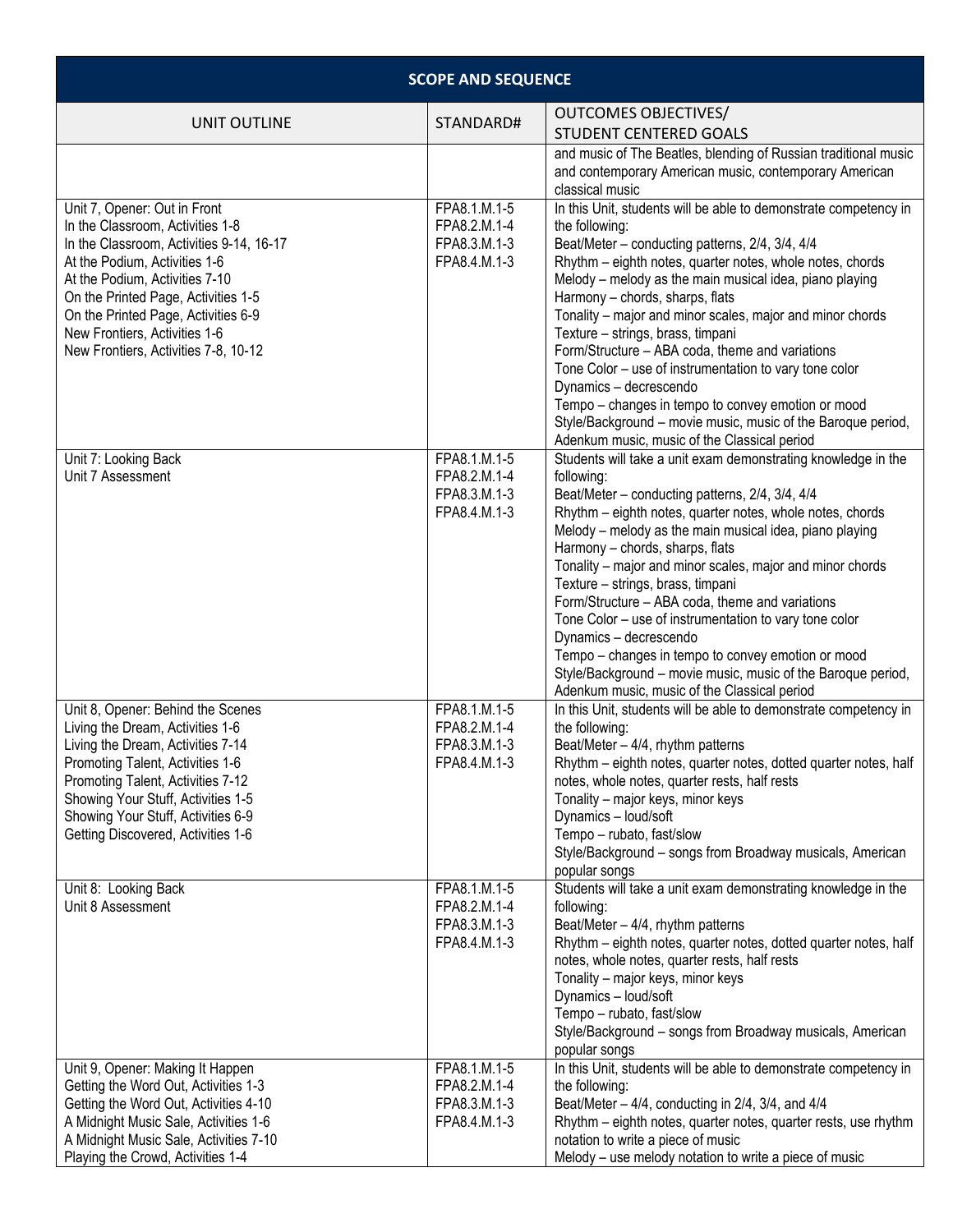| SCOPE AND SEQUENCE | | |
|---|---|---|
| UNIT OUTLINE | STANDARD# | OUTCOMES OBJECTIVES/ STUDENT CENTERED GOALS |
| | | and music of The Beatles, blending of Russian traditional music and contemporary American music, contemporary American classical music |
| Unit 7, Opener: Out in Front<br>In the Classroom, Activities 1-8<br>In the Classroom, Activities 9-14, 16-17<br>At the Podium, Activities 1-6<br>At the Podium, Activities 7-10<br>On the Printed Page, Activities 1-5<br>On the Printed Page, Activities 6-9<br>New Frontiers, Activities 1-6<br>New Frontiers, Activities 7-8, 10-12 | FPA8.1.M.1-5<br>FPA8.2.M.1-4<br>FPA8.3.M.1-3<br>FPA8.4.M.1-3 | In this Unit, students will be able to demonstrate competency in the following:<br>Beat/Meter – conducting patterns, 2/4, 3/4, 4/4<br>Rhythm – eighth notes, quarter notes, whole notes, chords<br>Melody – melody as the main musical idea, piano playing<br>Harmony – chords, sharps, flats<br>Tonality – major and minor scales, major and minor chords<br>Texture – strings, brass, timpani<br>Form/Structure – ABA coda, theme and variations<br>Tone Color – use of instrumentation to vary tone color<br>Dynamics – decrescendo<br>Tempo – changes in tempo to convey emotion or mood<br>Style/Background – movie music, music of the Baroque period, Adenkum music, music of the Classical period |
| Unit 7: Looking Back<br>Unit 7 Assessment | FPA8.1.M.1-5<br>FPA8.2.M.1-4<br>FPA8.3.M.1-3<br>FPA8.4.M.1-3 | Students will take a unit exam demonstrating knowledge in the following:<br>Beat/Meter – conducting patterns, 2/4, 3/4, 4/4<br>Rhythm – eighth notes, quarter notes, whole notes, chords<br>Melody – melody as the main musical idea, piano playing<br>Harmony – chords, sharps, flats<br>Tonality – major and minor scales, major and minor chords<br>Texture – strings, brass, timpani<br>Form/Structure – ABA coda, theme and variations<br>Tone Color – use of instrumentation to vary tone color<br>Dynamics – decrescendo<br>Tempo – changes in tempo to convey emotion or mood<br>Style/Background – movie music, music of the Baroque period, Adenkum music, music of the Classical period |
| Unit 8, Opener: Behind the Scenes<br>Living the Dream, Activities 1-6<br>Living the Dream, Activities 7-14<br>Promoting Talent, Activities 1-6<br>Promoting Talent, Activities 7-12<br>Showing Your Stuff, Activities 1-5<br>Showing Your Stuff, Activities 6-9<br>Getting Discovered, Activities 1-6 | FPA8.1.M.1-5<br>FPA8.2.M.1-4<br>FPA8.3.M.1-3<br>FPA8.4.M.1-3 | In this Unit, students will be able to demonstrate competency in the following:<br>Beat/Meter – 4/4, rhythm patterns<br>Rhythm – eighth notes, quarter notes, dotted quarter notes, half notes, whole notes, quarter rests, half rests<br>Tonality – major keys, minor keys<br>Dynamics – loud/soft<br>Tempo – rubato, fast/slow<br>Style/Background – songs from Broadway musicals, American popular songs |
| Unit 8: Looking Back<br>Unit 8 Assessment | FPA8.1.M.1-5<br>FPA8.2.M.1-4<br>FPA8.3.M.1-3<br>FPA8.4.M.1-3 | Students will take a unit exam demonstrating knowledge in the following:<br>Beat/Meter – 4/4, rhythm patterns<br>Rhythm – eighth notes, quarter notes, dotted quarter notes, half notes, whole notes, quarter rests, half rests<br>Tonality – major keys, minor keys<br>Dynamics – loud/soft<br>Tempo – rubato, fast/slow<br>Style/Background – songs from Broadway musicals, American popular songs |
| Unit 9, Opener: Making It Happen<br>Getting the Word Out, Activities 1-3<br>Getting the Word Out, Activities 4-10<br>A Midnight Music Sale, Activities 1-6<br>A Midnight Music Sale, Activities 7-10<br>Playing the Crowd, Activities 1-4 | FPA8.1.M.1-5<br>FPA8.2.M.1-4<br>FPA8.3.M.1-3<br>FPA8.4.M.1-3 | In this Unit, students will be able to demonstrate competency in the following:<br>Beat/Meter – 4/4, conducting in 2/4, 3/4, and 4/4<br>Rhythm – eighth notes, quarter notes, quarter rests, use rhythm notation to write a piece of music<br>Melody – use melody notation to write a piece of music |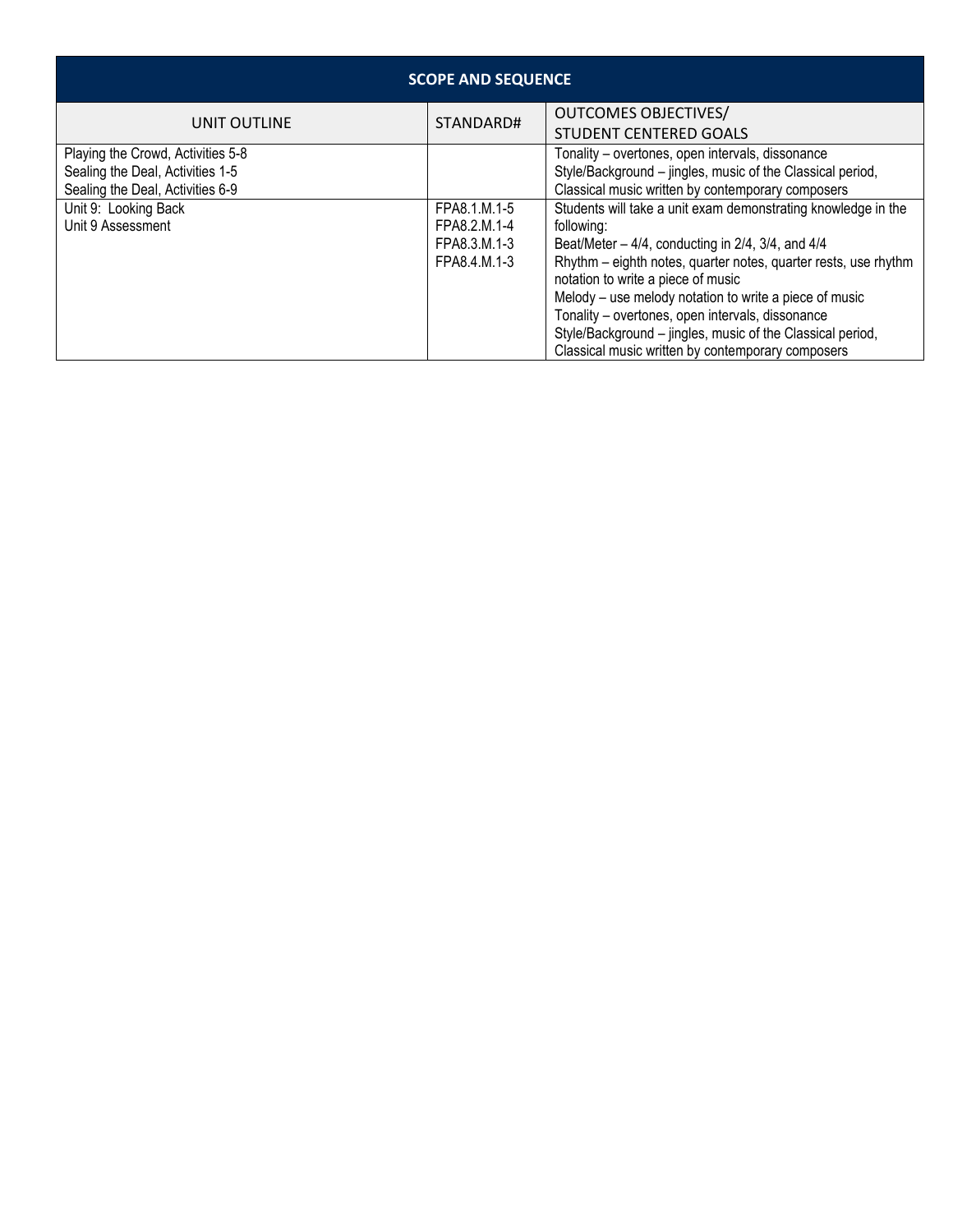| SCOPE AND SEQUENCE | | |
|---|---|---|
| UNIT OUTLINE | STANDARD# | OUTCOMES OBJECTIVES/ STUDENT CENTERED GOALS |
| Playing the Crowd, Activities 5-8<br>Sealing the Deal, Activities 1-5<br>Sealing the Deal, Activities 6-9 | | Tonality – overtones, open intervals, dissonance<br>Style/Background – jingles, music of the Classical period, Classical music written by contemporary composers |
| Unit 9: Looking Back<br>Unit 9 Assessment | FPA8.1.M.1-5<br>FPA8.2.M.1-4<br>FPA8.3.M.1-3<br>FPA8.4.M.1-3 | Students will take a unit exam demonstrating knowledge in the following:<br>Beat/Meter – 4/4, conducting in 2/4, 3/4, and 4/4<br>Rhythm – eighth notes, quarter notes, quarter rests, use rhythm notation to write a piece of music<br>Melody – use melody notation to write a piece of music<br>Tonality – overtones, open intervals, dissonance<br>Style/Background – jingles, music of the Classical period, Classical music written by contemporary composers |